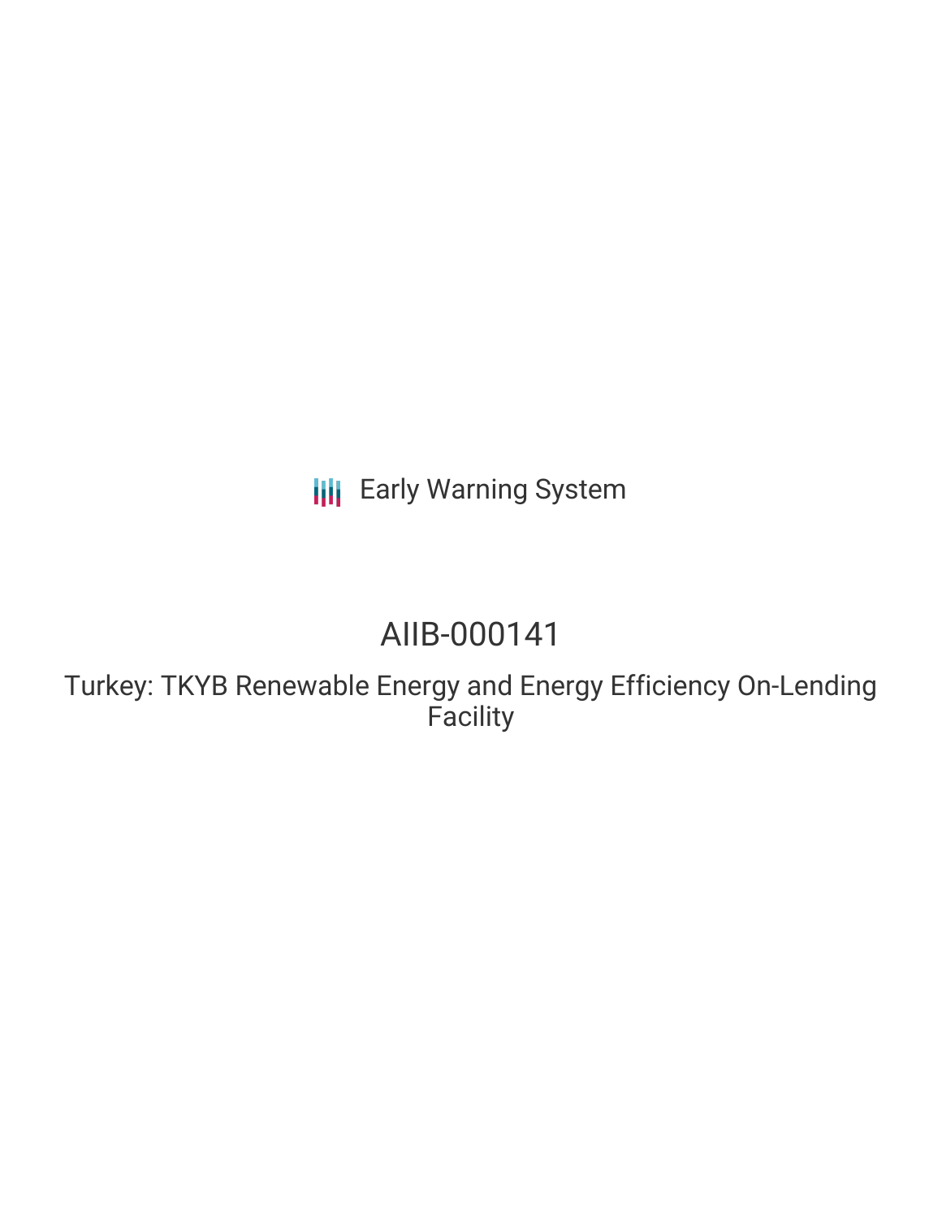Early Warning System

# AIIB-000141

## Turkey: TKYB Renewable Energy and Energy Efficiency On-Lending Facility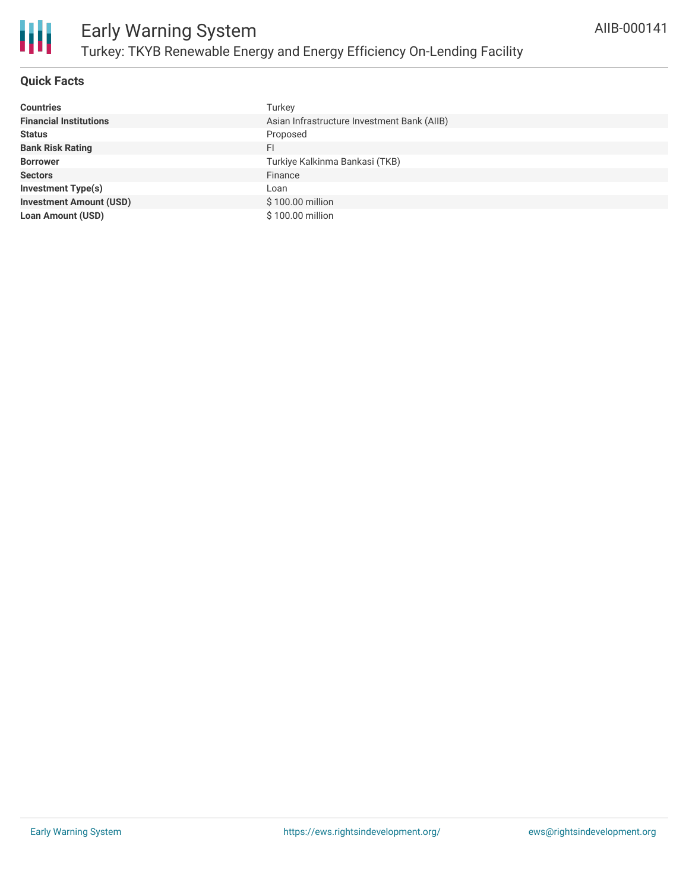# Early Warning System

## Turkey: TKYB Renewable Energy and Energy Efficiency On-Lending Facility

AIIB-000141

### Quick Facts

| | |
|---|---|
| **Countries** | Turkey |
| **Financial Institutions** | Asian Infrastructure Investment Bank (AIIB) |
| **Status** | Proposed |
| **Bank Risk Rating** | FI |
| **Borrower** | Turkiye Kalkinma Bankasi (TKB) |
| **Sectors** | Finance |
| **Investment Type(s)** | Loan |
| **Investment Amount (USD)** | $ 100.00 million |
| **Loan Amount (USD)** | $ 100.00 million |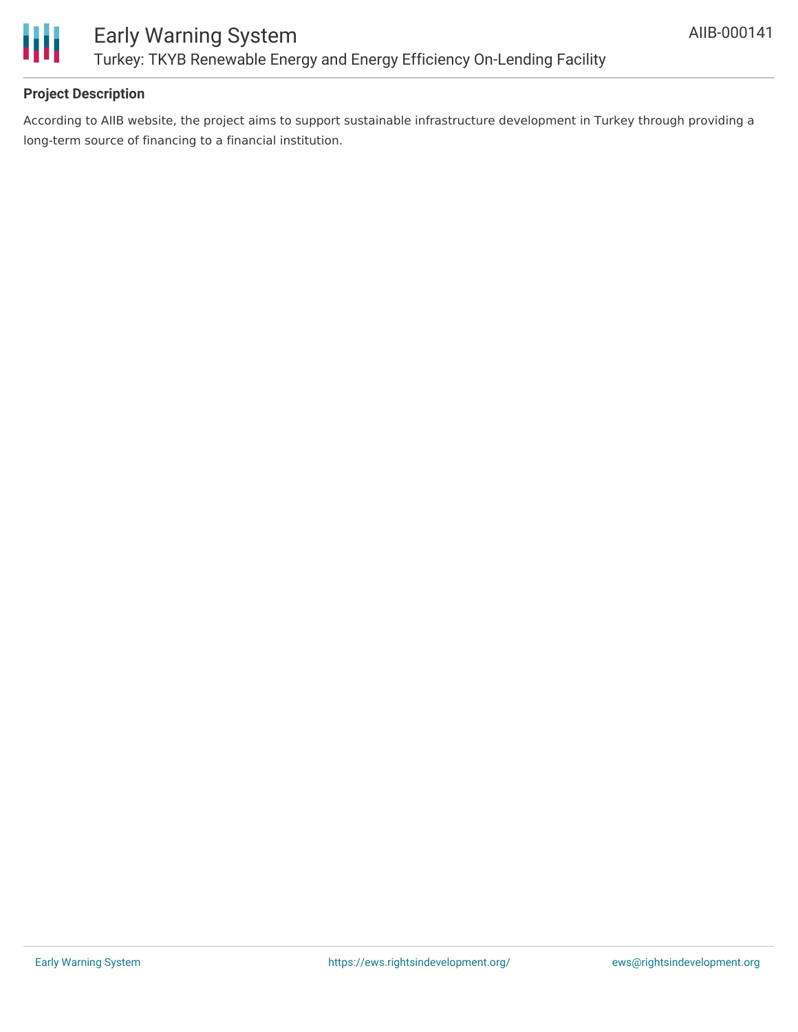## Project Description

According to AIIB website, the project aims to support sustainable infrastructure development in Turkey through providing a long-term source of financing to a financial institution.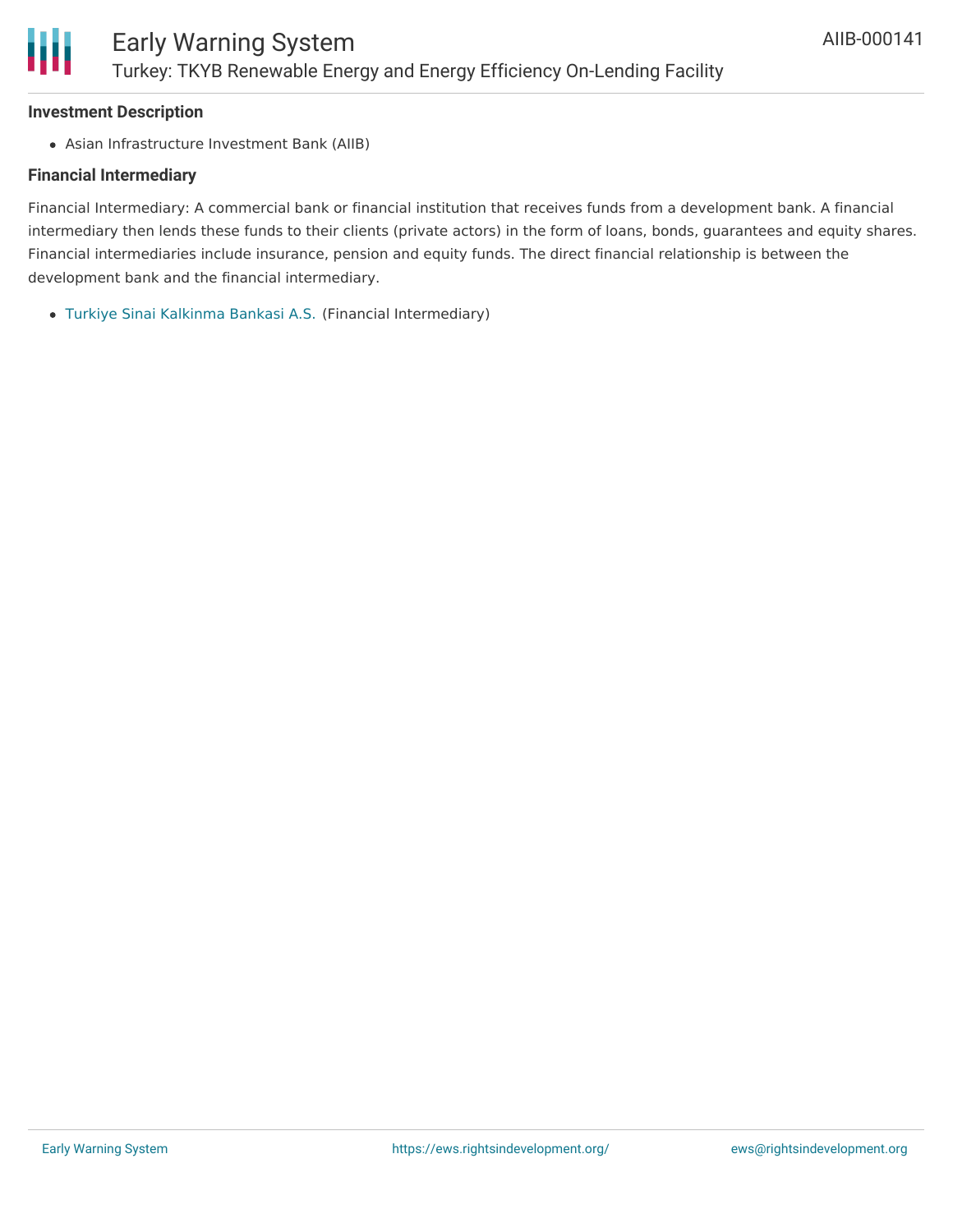**Investment Description**

- Asian Infrastructure Investment Bank (AIIB)

**Financial Intermediary**

Financial Intermediary: A commercial bank or financial institution that receives funds from a development bank. A financial intermediary then lends these funds to their clients (private actors) in the form of loans, bonds, guarantees and equity shares. Financial intermediaries include insurance, pension and equity funds. The direct financial relationship is between the development bank and the financial intermediary.

- Turkiye Sinai Kalkinma Bankasi A.S. (Financial Intermediary)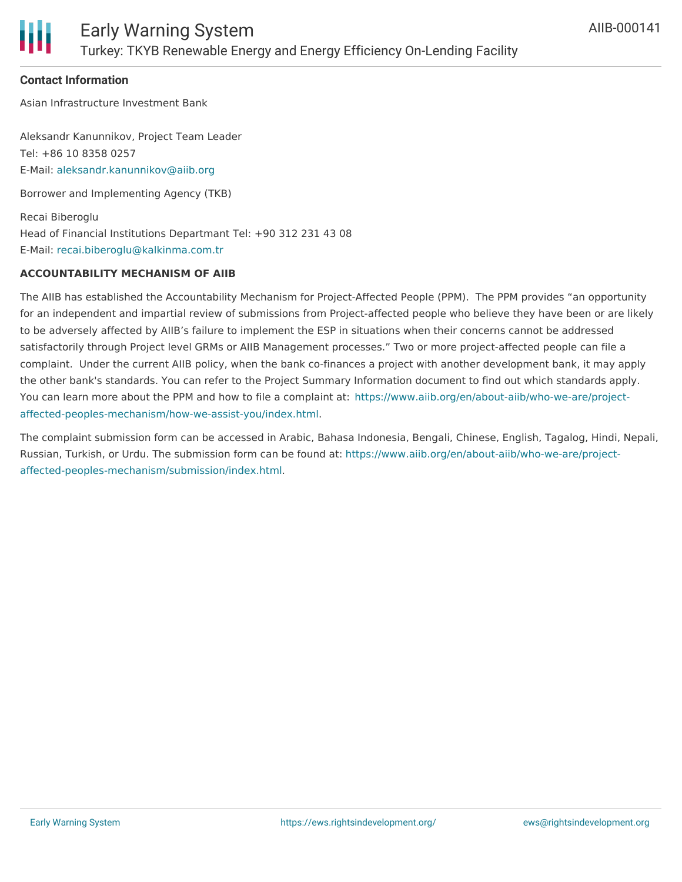**Contact Information**

Asian Infrastructure Investment Bank

Aleksandr Kanunnikov, Project Team Leader
Tel: +86 10 8358 0257
E-Mail: aleksandr.kanunnikov@aiib.org

Borrower and Implementing Agency (TKB)

Recai Biberoglu
Head of Financial Institutions Depatmant Tel: +90 312 231 43 08
E-Mail: recai.biberoglu@kalkinma.com.tr

**ACCOUNTABILITY MECHANISM OF AIIB**

The AIIB has established the Accountability Mechanism for Project-Affected People (PPM). The PPM provides "an opportunity for an independent and impartial review of submissions from Project-affected people who believe they have been or are likely to be adversely affected by AIIB's failure to implement the ESP in situations when their concerns cannot be addressed satisfactorily through Project level GRMs or AIIB Management processes." Two or more project-affected people can file a complaint. Under the current AIIB policy, when the bank co-finances a project with another development bank, it may apply the other bank's standards. You can refer to the Project Summary Information document to find out which standards apply. You can learn more about the PPM and how to file a complaint at: https://www.aiib.org/en/about-aiib/who-we-are/project-affected-peoples-mechanism/how-we-assist-you/index.html.

The complaint submission form can be accessed in Arabic, Bahasa Indonesia, Bengali, Chinese, English, Tagalog, Hindi, Nepali, Russian, Turkish, or Urdu. The submission form can be found at: https://www.aiib.org/en/about-aiib/who-we-are/project-affected-peoples-mechanism/submission/index.html.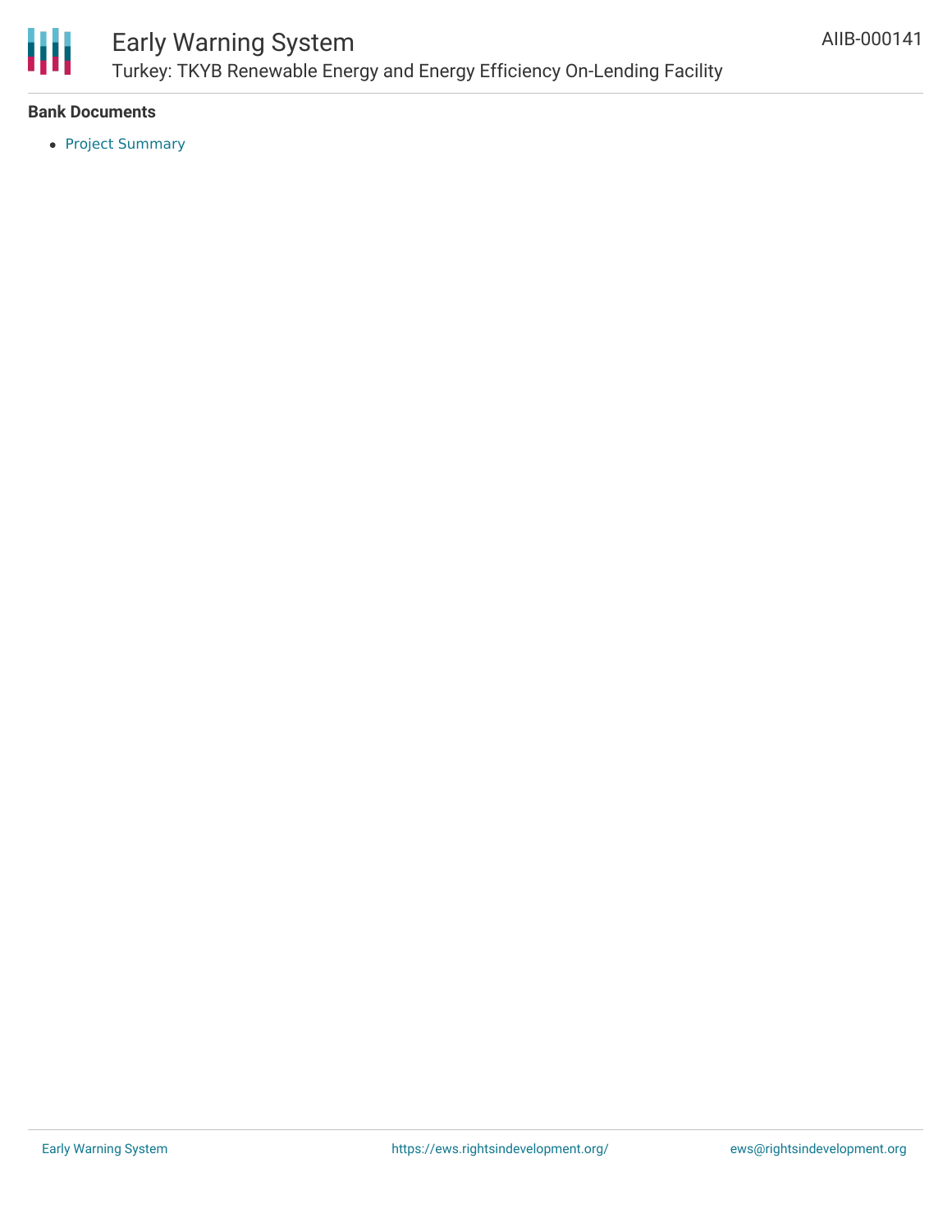**Bank Documents**

- Project Summary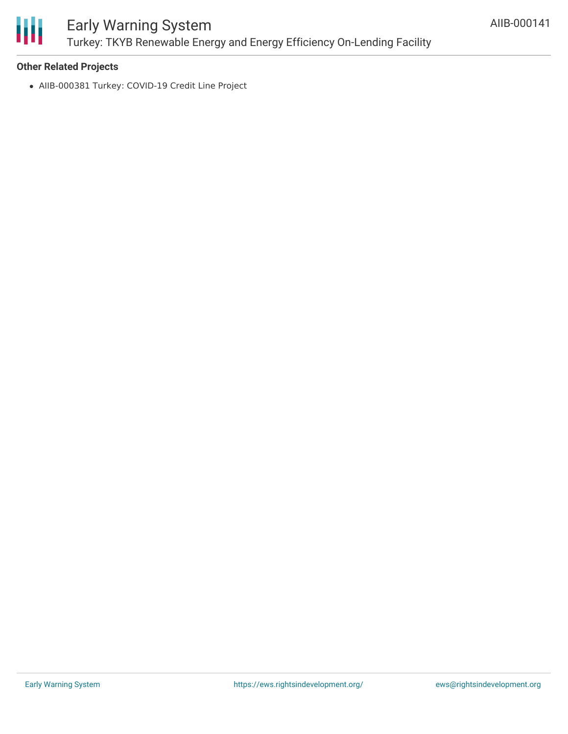**Other Related Projects**

- AIIB-000381 Turkey: COVID-19 Credit Line Project